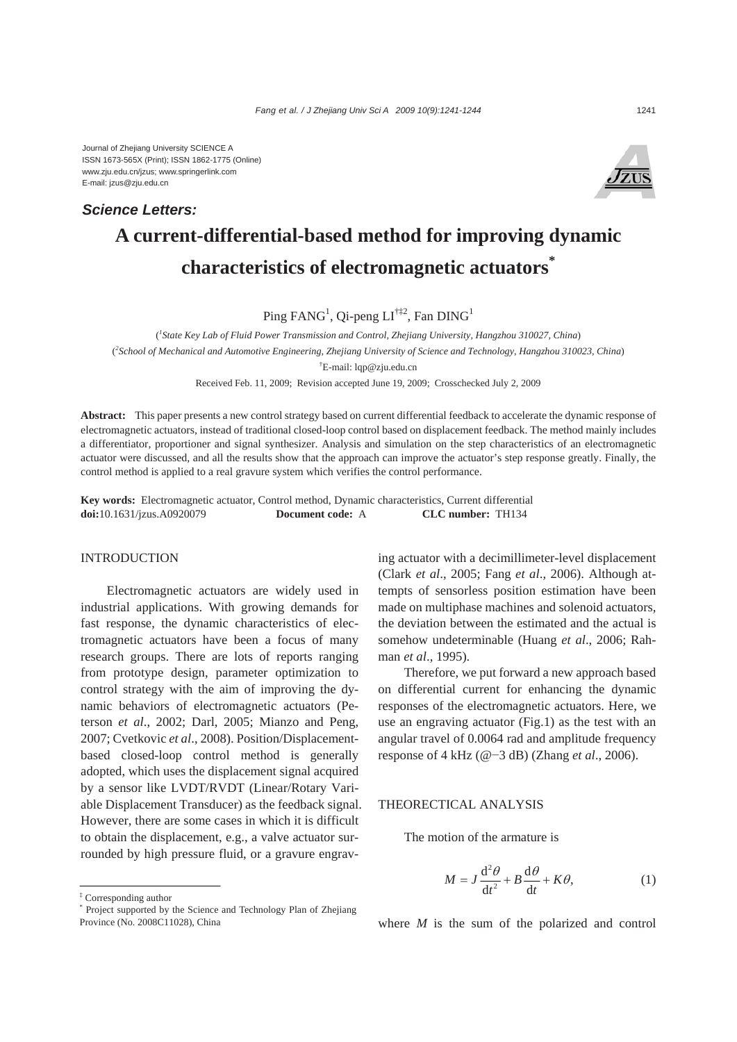Journal of Zhejiang University SCIENCE A
ISSN 1673-565X (Print); ISSN 1862-1775 (Online)
www.zju.edu.cn/jzus; www.springerlink.com
E-mail: jzus@zju.edu.cn

***Science Letters:***

# A current-differential-based method for improving dynamic characteristics of electromagnetic actuators*

Ping FANG[1], Qi-peng LI[†‡2], Fan DING[1]

([1]*State Key Lab of Fluid Power Transmission and Control, Zhejiang University, Hangzhou 310027, China*)

([2]*School of Mechanical and Automotive Engineering, Zhejiang University of Science and Technology, Hangzhou 310023, China*)

[†]E-mail: lqp@zju.edu.cn

Received Feb. 11, 2009; Revision accepted June 19, 2009; Crosschecked July 2, 2009

**Abstract:** This paper presents a new control strategy based on current differential feedback to accelerate the dynamic response of electromagnetic actuators, instead of traditional closed-loop control based on displacement feedback. The method mainly includes a differentiator, proportioner and signal synthesizer. Analysis and simulation on the step characteristics of an electromagnetic actuator were discussed, and all the results show that the approach can improve the actuator's step response greatly. Finally, the control method is applied to a real gravure system which verifies the control performance.

**Key words:** Electromagnetic actuator, Control method, Dynamic characteristics, Current differential
**doi:**10.1631/jzus.A0920079 **Document code:** A **CLC number:** TH134

## INTRODUCTION

Electromagnetic actuators are widely used in industrial applications. With growing demands for fast response, the dynamic characteristics of electromagnetic actuators have been a focus of many research groups. There are lots of reports ranging from prototype design, parameter optimization to control strategy with the aim of improving the dynamic behaviors of electromagnetic actuators (Peterson *et al*., 2002; Darl, 2005; Mianzo and Peng, 2007; Cvetkovic *et al*., 2008). Position/Displacement-based closed-loop control method is generally adopted, which uses the displacement signal acquired by a sensor like LVDT/RVDT (Linear/Rotary Variable Displacement Transducer) as the feedback signal. However, there are some cases in which it is difficult to obtain the displacement, e.g., a valve actuator surrounded by high pressure fluid, or a gravure engraving actuator with a decimillimeter-level displacement (Clark *et al*., 2005; Fang *et al*., 2006). Although attempts of sensorless position estimation have been made on multiphase machines and solenoid actuators, the deviation between the estimated and the actual is somehow undeterminable (Huang *et al*., 2006; Rahman *et al*., 1995).

Therefore, we put forward a new approach based on differential current for enhancing the dynamic responses of the electromagnetic actuators. Here, we use an engraving actuator (Fig.1) as the test with an angular travel of 0.0064 rad and amplitude frequency response of 4 kHz (@−3 dB) (Zhang *et al*., 2006).

## THEORECTICAL ANALYSIS

The motion of the armature is

$$M = J\frac{\mathrm{d}^2\theta}{\mathrm{d}t^2} + B\frac{\mathrm{d}\theta}{\mathrm{d}t} + K\theta, \tag{1}$$

where $M$ is the sum of the polarized and control

---

‡ Corresponding author

\* Project supported by the Science and Technology Plan of Zhejiang Province (No. 2008C11028), China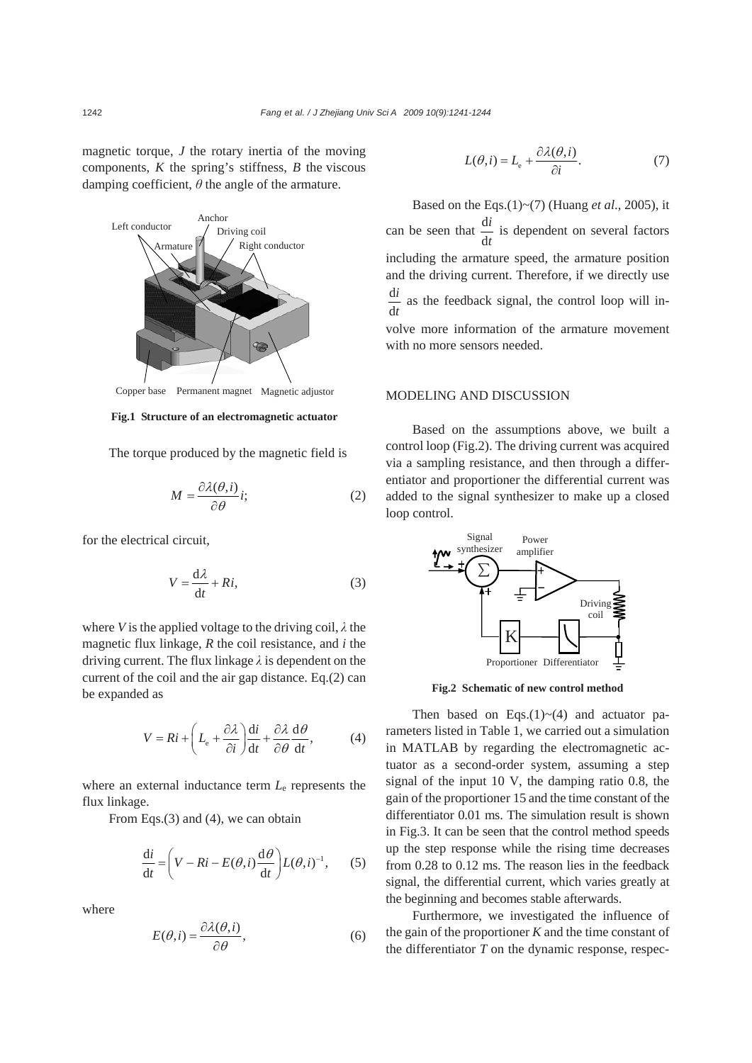magnetic torque, $J$ the rotary inertia of the moving components, $K$ the spring's stiffness, $B$ the viscous damping coefficient, $\theta$ the angle of the armature.

**Fig.1 Structure of an electromagnetic actuator**

The torque produced by the magnetic field is

$$M = \frac{\partial \lambda(\theta, i)}{\partial \theta} i; \tag{2}$$

for the electrical circuit,

$$V = \frac{\mathrm{d}\lambda}{\mathrm{d}t} + Ri, \tag{3}$$

where $V$ is the applied voltage to the driving coil, $\lambda$ the magnetic flux linkage, $R$ the coil resistance, and $i$ the driving current. The flux linkage $\lambda$ is dependent on the current of the coil and the air gap distance. Eq.(2) can be expanded as

$$V = Ri + \left( L_{\mathrm{e}} + \frac{\partial \lambda}{\partial i} \right) \frac{\mathrm{d}i}{\mathrm{d}t} + \frac{\partial \lambda}{\partial \theta} \frac{\mathrm{d}\theta}{\mathrm{d}t}, \tag{4}$$

where an external inductance term $L_{\mathrm{e}}$ represents the flux linkage.

From Eqs.(3) and (4), we can obtain

$$\frac{\mathrm{d}i}{\mathrm{d}t} = \left( V - Ri - E(\theta, i) \frac{\mathrm{d}\theta}{\mathrm{d}t} \right) L(\theta, i)^{-1}, \tag{5}$$

where

$$E(\theta, i) = \frac{\partial \lambda(\theta, i)}{\partial \theta}, \tag{6}$$

$$L(\theta, i) = L_{\mathrm{e}} + \frac{\partial \lambda(\theta, i)}{\partial i}. \tag{7}$$

Based on the Eqs.(1)~(7) (Huang *et al.*, 2005), it can be seen that $\frac{\mathrm{d}i}{\mathrm{d}t}$ is dependent on several factors including the armature speed, the armature position and the driving current. Therefore, if we directly use $\frac{\mathrm{d}i}{\mathrm{d}t}$ as the feedback signal, the control loop will involve more information of the armature movement with no more sensors needed.

## MODELING AND DISCUSSION

Based on the assumptions above, we built a control loop (Fig.2). The driving current was acquired via a sampling resistance, and then through a differentiator and proportioner the differential current was added to the signal synthesizer to make up a closed loop control.

**Fig.2 Schematic of new control method**

Then based on Eqs.(1)~(4) and actuator parameters listed in Table 1, we carried out a simulation in MATLAB by regarding the electromagnetic actuator as a second-order system, assuming a step signal of the input 10 V, the damping ratio 0.8, the gain of the proportioner 15 and the time constant of the differentiator 0.01 ms. The simulation result is shown in Fig.3. It can be seen that the control method speeds up the step response while the rising time decreases from 0.28 to 0.12 ms. The reason lies in the feedback signal, the differential current, which varies greatly at the beginning and becomes stable afterwards.

Furthermore, we investigated the influence of the gain of the proportioner $K$ and the time constant of the differentiator $T$ on the dynamic response, respec-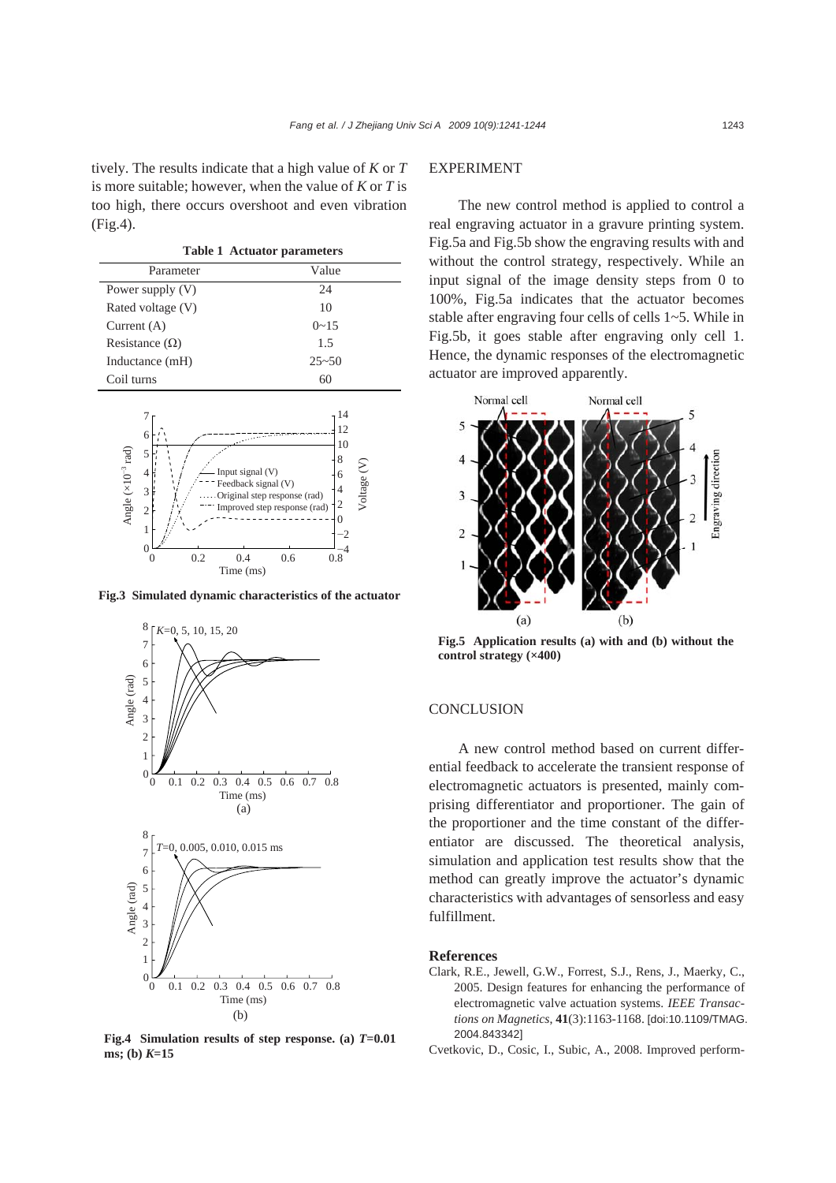tively. The results indicate that a high value of $K$ or $T$ is more suitable; however, when the value of $K$ or $T$ is too high, there occurs overshoot and even vibration (Fig.4).

**Table 1 Actuator parameters**

| Parameter | Value |
|---|---|
| Power supply (V) | 24 |
| Rated voltage (V) | 10 |
| Current (A) | 0~15 |
| Resistance (Ω) | 1.5 |
| Inductance (mH) | 25~50 |
| Coil turns | 60 |

**Fig.3 Simulated dynamic characteristics of the actuator**

**Fig.4 Simulation results of step response. (a) $T$=0.01 ms; (b) $K$=15**

## EXPERIMENT

The new control method is applied to control a real engraving actuator in a gravure printing system. Fig.5a and Fig.5b show the engraving results with and without the control strategy, respectively. While an input signal of the image density steps from 0 to 100%, Fig.5a indicates that the actuator becomes stable after engraving four cells of cells 1~5. While in Fig.5b, it goes stable after engraving only cell 1. Hence, the dynamic responses of the electromagnetic actuator are improved apparently.

**Fig.5 Application results (a) with and (b) without the control strategy (×400)**

## CONCLUSION

A new control method based on current differential feedback to accelerate the transient response of electromagnetic actuators is presented, mainly comprising differentiator and proportioner. The gain of the proportioner and the time constant of the differentiator are discussed. The theoretical analysis, simulation and application test results show that the method can greatly improve the actuator's dynamic characteristics with advantages of sensorless and easy fulfillment.

## References

Clark, R.E., Jewell, G.W., Forrest, S.J., Rens, J., Maerky, C., 2005. Design features for enhancing the performance of electromagnetic valve actuation systems. *IEEE Transactions on Magnetics*, **41**(3):1163-1168. [doi:10.1109/TMAG.2004.843342]

Cvetkovic, D., Cosic, I., Subic, A., 2008. Improved perform-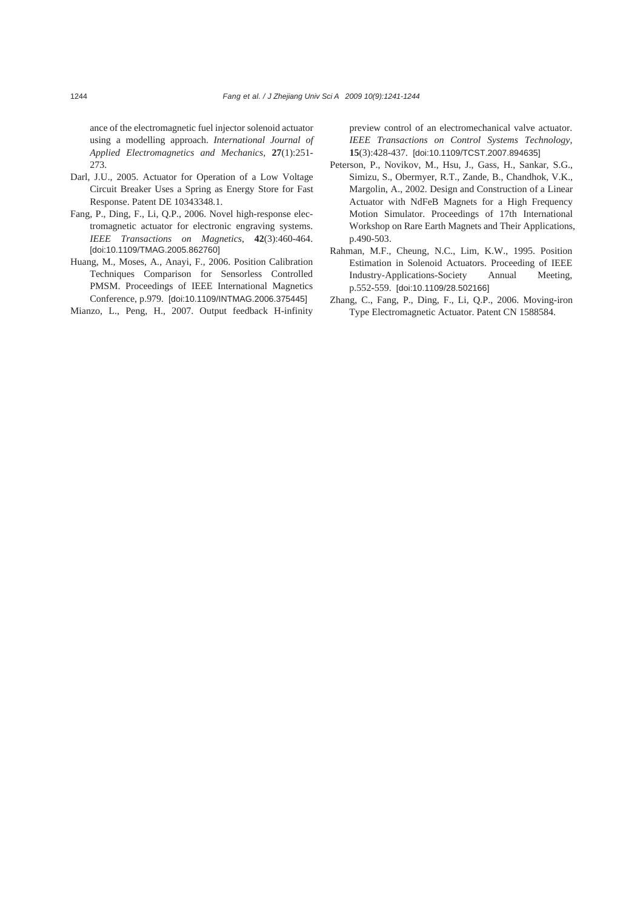ance of the electromagnetic fuel injector solenoid actuator using a modelling approach. *International Journal of Applied Electromagnetics and Mechanics*, **27**(1):251-273.

Darl, J.U., 2005. Actuator for Operation of a Low Voltage Circuit Breaker Uses a Spring as Energy Store for Fast Response. Patent DE 10343348.1.

Fang, P., Ding, F., Li, Q.P., 2006. Novel high-response electromagnetic actuator for electronic engraving systems. *IEEE Transactions on Magnetics*, **42**(3):460-464. [doi:10.1109/TMAG.2005.862760]

Huang, M., Moses, A., Anayi, F., 2006. Position Calibration Techniques Comparison for Sensorless Controlled PMSM. Proceedings of IEEE International Magnetics Conference, p.979. [doi:10.1109/INTMAG.2006.375445]

Mianzo, L., Peng, H., 2007. Output feedback H-infinity preview control of an electromechanical valve actuator. *IEEE Transactions on Control Systems Technology*, **15**(3):428-437. [doi:10.1109/TCST.2007.894635]

Peterson, P., Novikov, M., Hsu, J., Gass, H., Sankar, S.G., Simizu, S., Obermyer, R.T., Zande, B., Chandhok, V.K., Margolin, A., 2002. Design and Construction of a Linear Actuator with NdFeB Magnets for a High Frequency Motion Simulator. Proceedings of 17th International Workshop on Rare Earth Magnets and Their Applications, p.490-503.

Rahman, M.F., Cheung, N.C., Lim, K.W., 1995. Position Estimation in Solenoid Actuators. Proceeding of IEEE Industry-Applications-Society Annual Meeting, p.552-559. [doi:10.1109/28.502166]

Zhang, C., Fang, P., Ding, F., Li, Q.P., 2006. Moving-iron Type Electromagnetic Actuator. Patent CN 1588584.